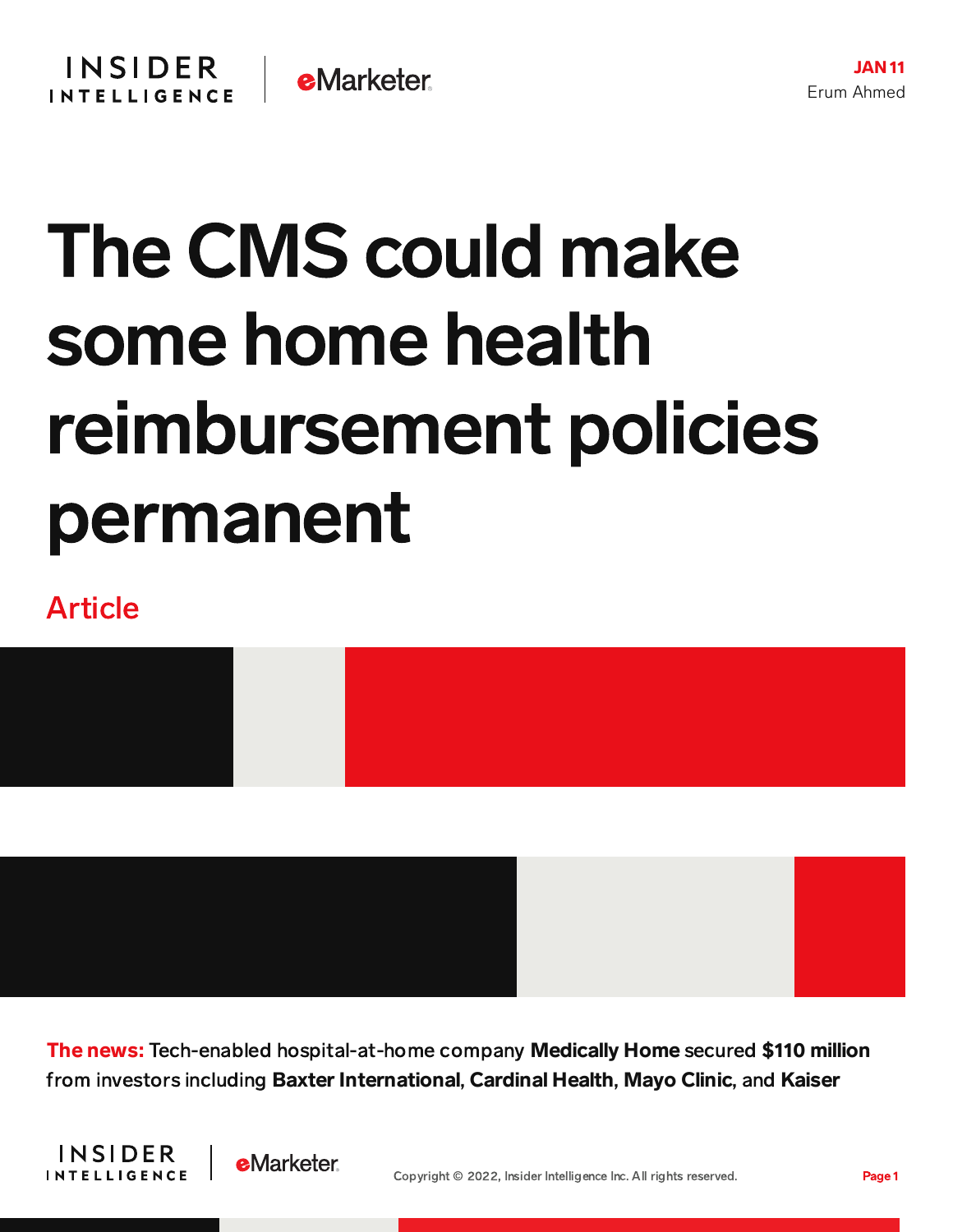JAN 11

Erum Ahmed

# The CMS could make some home health reimbursement policies permanent

Article

**The news:** Tech-enabled hospital-at-home company **Medically Home** secured **$110 million** from investors including **Baxter International**, **Cardinal Health**, **Mayo Clinic**, and **Kaiser**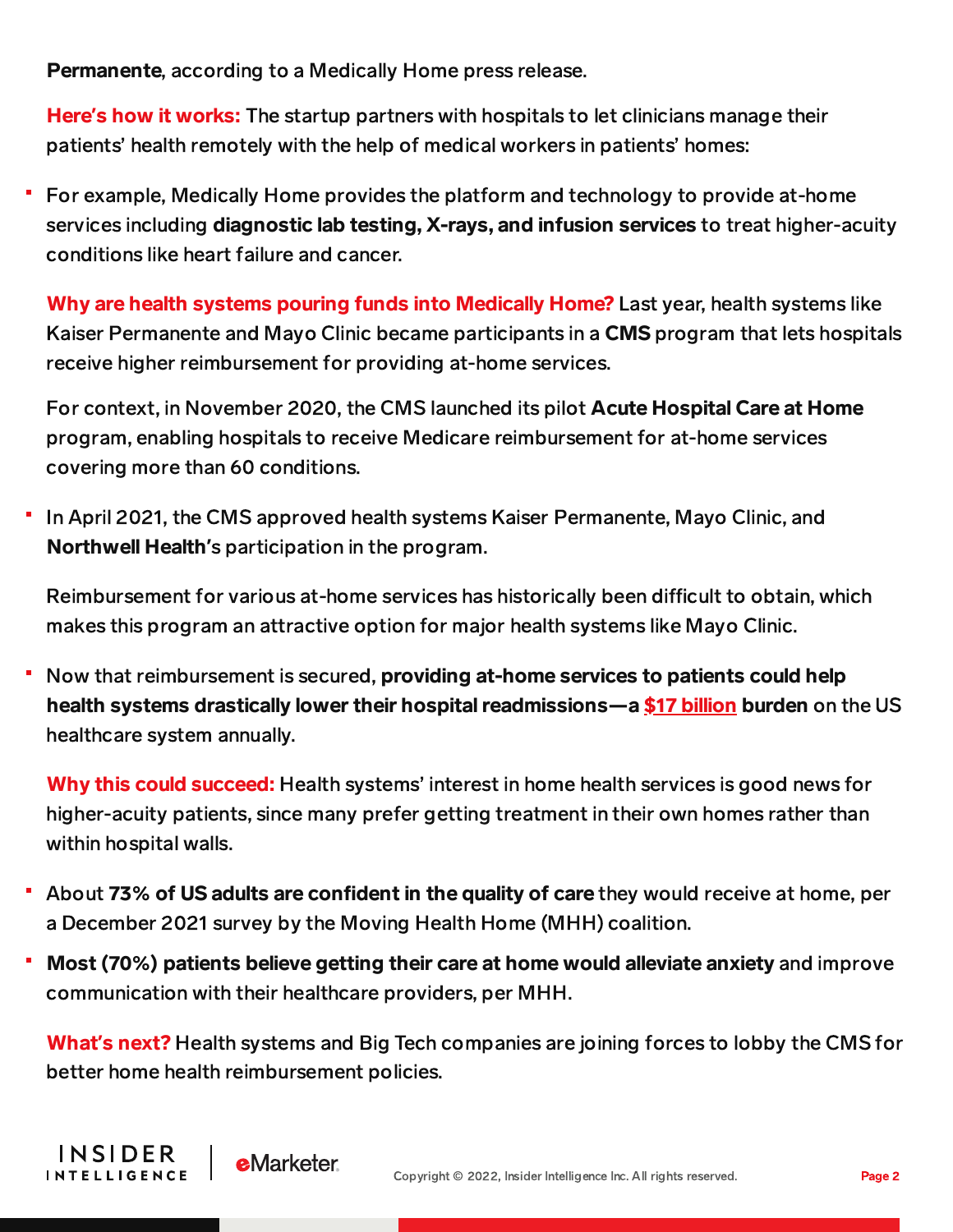**Permanente**, according to a Medically Home press release.

**Here's how it works:** The startup partners with hospitals to let clinicians manage their patients' health remotely with the help of medical workers in patients' homes:

- For example, Medically Home provides the platform and technology to provide at-home services including **diagnostic lab testing, X-rays, and infusion services** to treat higher-acuity conditions like heart failure and cancer.

**Why are health systems pouring funds into Medically Home?** Last year, health systems like Kaiser Permanente and Mayo Clinic became participants in a **CMS** program that lets hospitals receive higher reimbursement for providing at-home services.

For context, in November 2020, the CMS launched its pilot **Acute Hospital Care at Home** program, enabling hospitals to receive Medicare reimbursement for at-home services covering more than 60 conditions.

- In April 2021, the CMS approved health systems Kaiser Permanente, Mayo Clinic, and **Northwell Health**'s participation in the program.

Reimbursement for various at-home services has historically been difficult to obtain, which makes this program an attractive option for major health systems like Mayo Clinic.

- Now that reimbursement is secured, **providing at-home services to patients could help health systems drastically lower their hospital readmissions—a $17 billion burden** on the US healthcare system annually.

**Why this could succeed:** Health systems' interest in home health services is good news for higher-acuity patients, since many prefer getting treatment in their own homes rather than within hospital walls.

- About **73% of US adults are confident in the quality of care** they would receive at home, per a December 2021 survey by the Moving Health Home (MHH) coalition.
- **Most (70%) patients believe getting their care at home would alleviate anxiety** and improve communication with their healthcare providers, per MHH.

**What's next?** Health systems and Big Tech companies are joining forces to lobby the CMS for better home health reimbursement policies.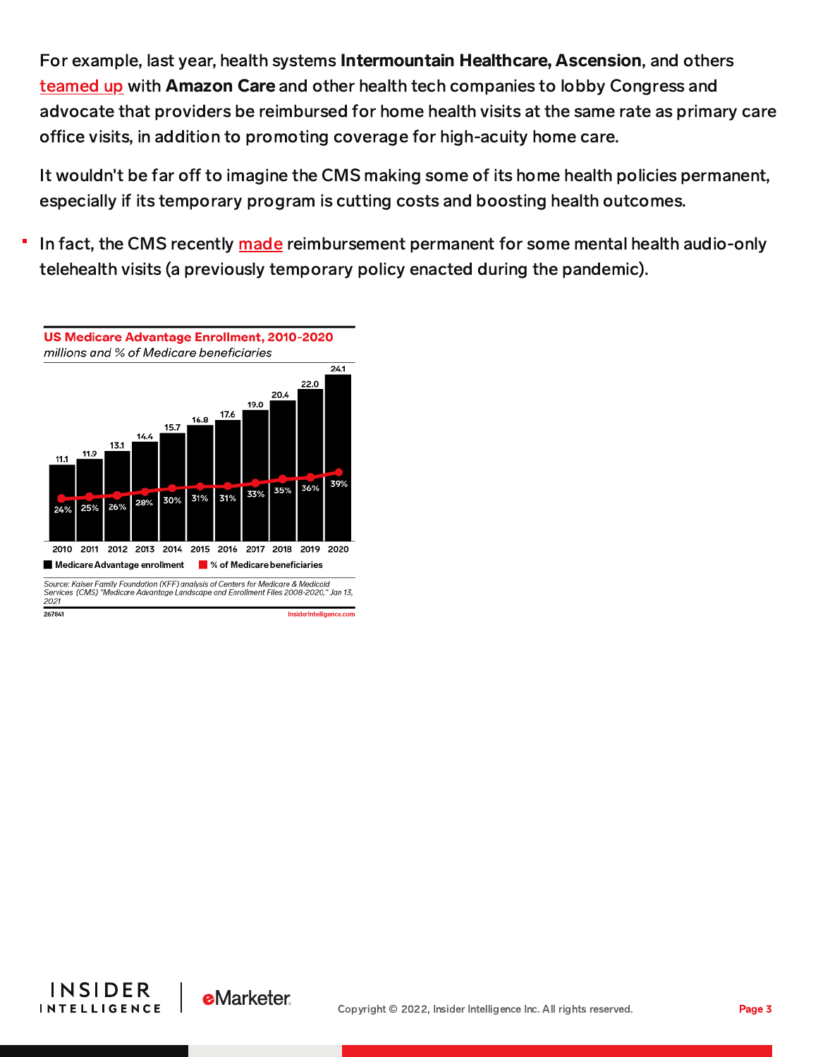For example, last year, health systems **Intermountain Healthcare, Ascension**, and others teamed up with **Amazon Care** and other health tech companies to lobby Congress and advocate that providers be reimbursed for home health visits at the same rate as primary care office visits, in addition to promoting coverage for high-acuity home care.

It wouldn't be far off to imagine the CMS making some of its home health policies permanent, especially if its temporary program is cutting costs and boosting health outcomes.

- In fact, the CMS recently made reimbursement permanent for some mental health audio-only telehealth visits (a previously temporary policy enacted during the pandemic).

**US Medicare Advantage Enrollment, 2010-2020**
*millions and % of Medicare beneficiaries*

11.1
11.9
13.1
14.4
15.7
16.8
17.6
19.0
20.4
22.0
24.1

24%
25%
26%
28%
30%
31%
31%
33%
35%
36%
39%

2010 2011 2012 2013 2014 2015 2016 2017 2018 2019 2020

Medicare Advantage enrollment
% of Medicare beneficiaries

*Source: Kaiser Family Foundation (KFF) analysis of Centers for Medicare & Medicaid Services (CMS) "Medicare Advantage Landscape and Enrollment Files 2008-2020," Jan 13, 2021*

267841

InsiderIntelligence.com